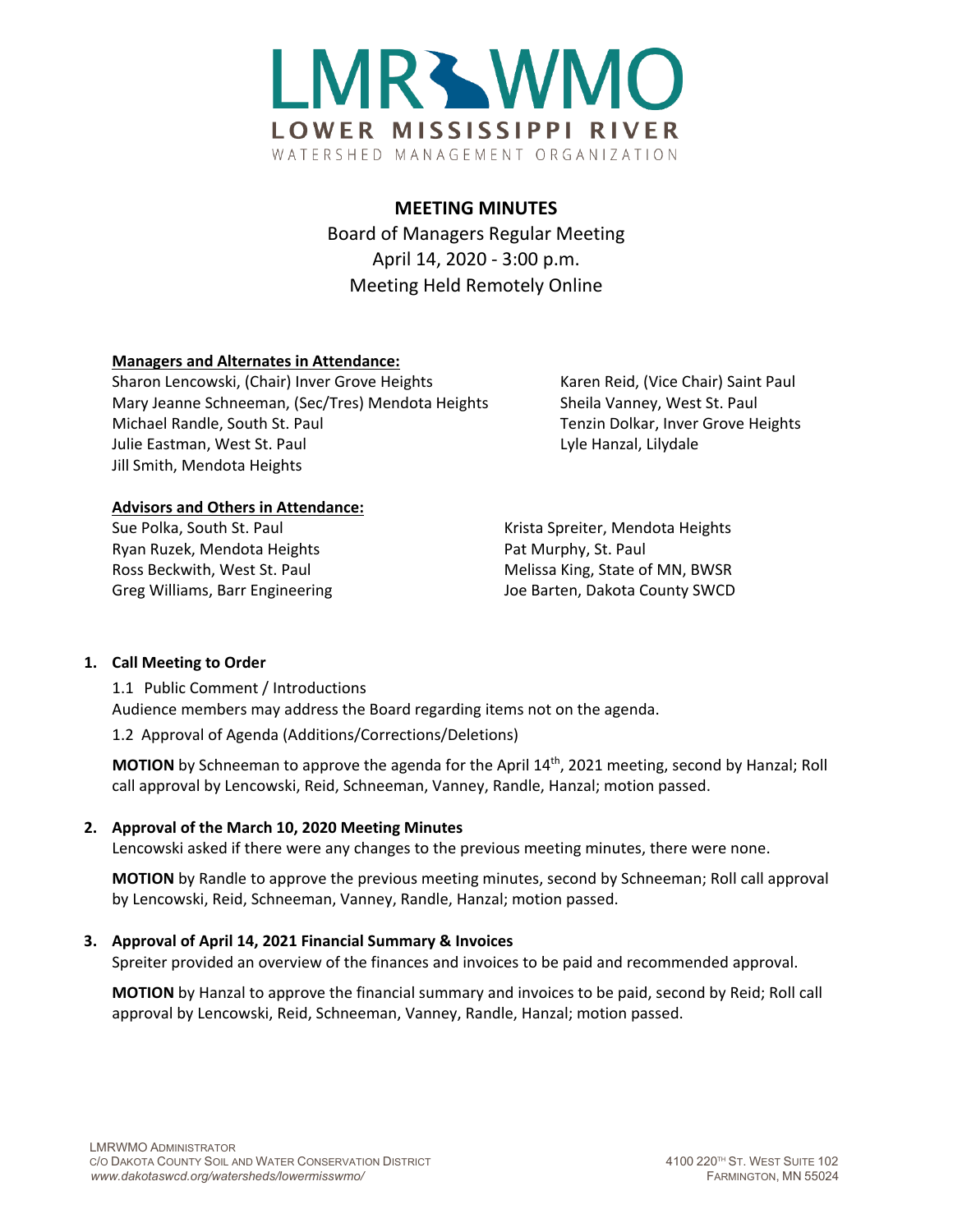LMRWMO

LOWER MISSISSIPPI RIVER

WATERSHED MANAGEMENT ORGANIZATION

# MEETING MINUTES

Board of Managers Regular Meeting

April 14, 2020 - 3:00 p.m.

Meeting Held Remotely Online

**Managers and Alternates in Attendance:**

Sharon Lencowski, (Chair) Inver Grove Heights
Mary Jeanne Schneeman, (Sec/Tres) Mendota Heights
Michael Randle, South St. Paul
Julie Eastman, West St. Paul
Jill Smith, Mendota Heights
Karen Reid, (Vice Chair) Saint Paul
Sheila Vanney, West St. Paul
Tenzin Dolkar, Inver Grove Heights
Lyle Hanzal, Lilydale

**Advisors and Others in Attendance:**

Sue Polka, South St. Paul
Ryan Ruzek, Mendota Heights
Ross Beckwith, West St. Paul
Greg Williams, Barr Engineering
Krista Spreiter, Mendota Heights
Pat Murphy, St. Paul
Melissa King, State of MN, BWSR
Joe Barten, Dakota County SWCD

## 1. Call Meeting to Order

1.1 Public Comment / Introductions

Audience members may address the Board regarding items not on the agenda.

1.2 Approval of Agenda (Additions/Corrections/Deletions)

**MOTION** by Schneeman to approve the agenda for the April 14th, 2021 meeting, second by Hanzal; Roll call approval by Lencowski, Reid, Schneeman, Vanney, Randle, Hanzal; motion passed.

## 2. Approval of the March 10, 2020 Meeting Minutes

Lencowski asked if there were any changes to the previous meeting minutes, there were none.

**MOTION** by Randle to approve the previous meeting minutes, second by Schneeman; Roll call approval by Lencowski, Reid, Schneeman, Vanney, Randle, Hanzal; motion passed.

## 3. Approval of April 14, 2021 Financial Summary & Invoices

Spreiter provided an overview of the finances and invoices to be paid and recommended approval.

**MOTION** by Hanzal to approve the financial summary and invoices to be paid, second by Reid; Roll call approval by Lencowski, Reid, Schneeman, Vanney, Randle, Hanzal; motion passed.

LMRWMO Administrator
c/o Dakota County Soil and Water Conservation District
*www.dakotaswcd.org/watersheds/lowermisswmo/*

4100 220th St. West Suite 102
Farmington, MN 55024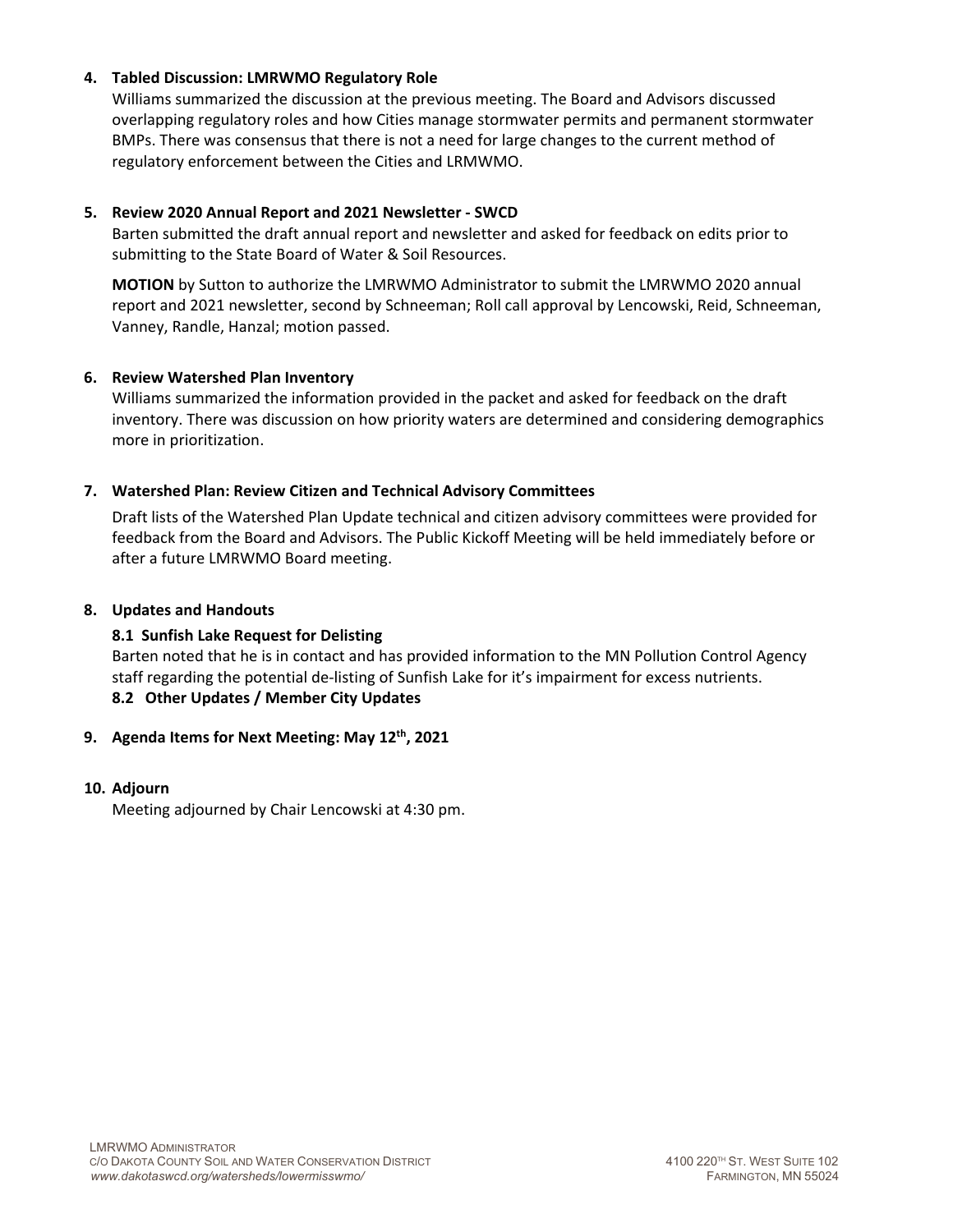4. **Tabled Discussion: LMRWMO Regulatory Role**

   Williams summarized the discussion at the previous meeting. The Board and Advisors discussed overlapping regulatory roles and how Cities manage stormwater permits and permanent stormwater BMPs. There was consensus that there is not a need for large changes to the current method of regulatory enforcement between the Cities and LRMWMO.

5. **Review 2020 Annual Report and 2021 Newsletter - SWCD**

   Barten submitted the draft annual report and newsletter and asked for feedback on edits prior to submitting to the State Board of Water & Soil Resources.

   **MOTION** by Sutton to authorize the LMRWMO Administrator to submit the LMRWMO 2020 annual report and 2021 newsletter, second by Schneeman; Roll call approval by Lencowski, Reid, Schneeman, Vanney, Randle, Hanzal; motion passed.

6. **Review Watershed Plan Inventory**

   Williams summarized the information provided in the packet and asked for feedback on the draft inventory. There was discussion on how priority waters are determined and considering demographics more in prioritization.

7. **Watershed Plan: Review Citizen and Technical Advisory Committees**

   Draft lists of the Watershed Plan Update technical and citizen advisory committees were provided for feedback from the Board and Advisors. The Public Kickoff Meeting will be held immediately before or after a future LMRWMO Board meeting.

8. **Updates and Handouts**

   **8.1 Sunfish Lake Request for Delisting**

   Barten noted that he is in contact and has provided information to the MN Pollution Control Agency staff regarding the potential de-listing of Sunfish Lake for it's impairment for excess nutrients.

   **8.2 Other Updates / Member City Updates**

9. **Agenda Items for Next Meeting: May 12th, 2021**

10. **Adjourn**

    Meeting adjourned by Chair Lencowski at 4:30 pm.